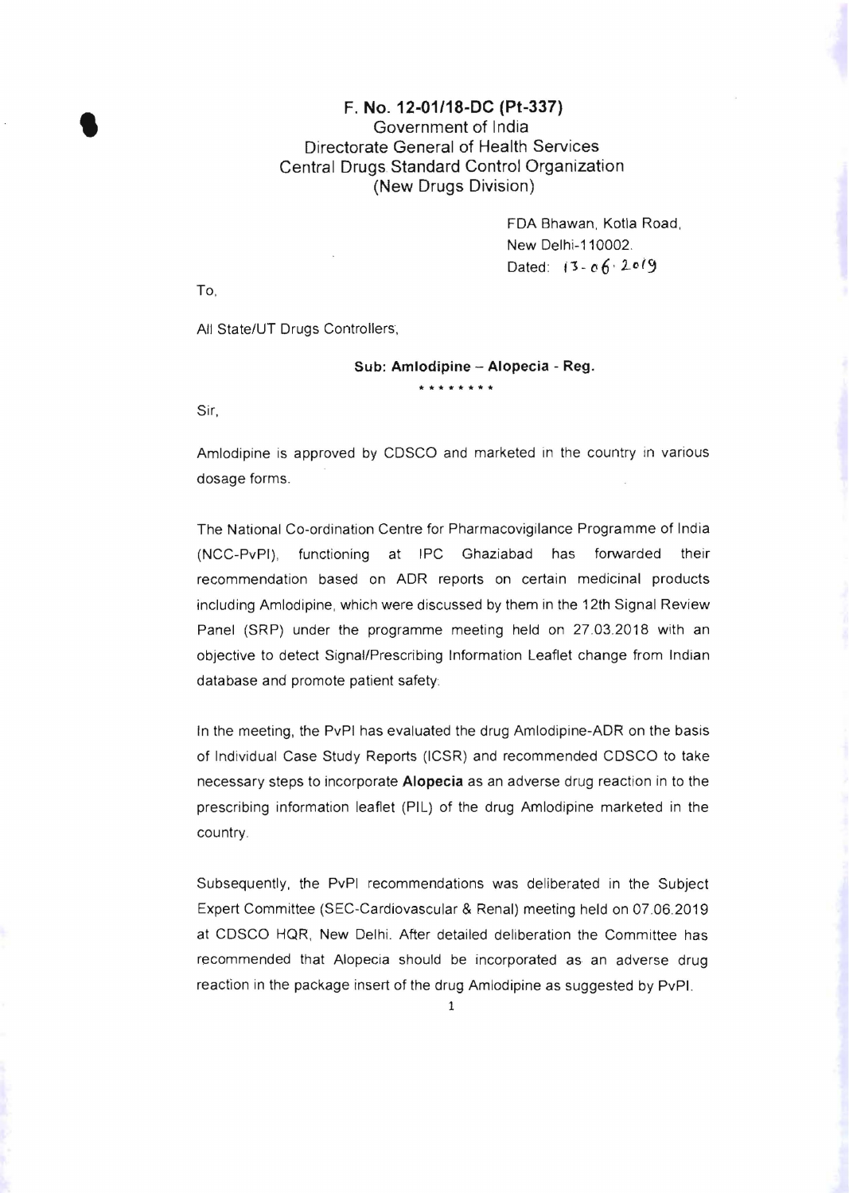**F. No. 12-01/18-DC (Pt-337)**
Government of India
Directorate General of Health Services
Central Drugs Standard Control Organization
(New Drugs Division)

FDA Bhawan, Kotla Road,
New Delhi-110002.
Dated: 13-06-2019

To,

All State/UT Drugs Controllers,

**Sub: Amlodipine – Alopecia - Reg.**

\* \* \* \* \* \* \* \*

Sir,

Amlodipine is approved by CDSCO and marketed in the country in various dosage forms.

The National Co-ordination Centre for Pharmacovigilance Programme of India (NCC-PvPI), functioning at IPC Ghaziabad has forwarded their recommendation based on ADR reports on certain medicinal products including Amlodipine, which were discussed by them in the 12th Signal Review Panel (SRP) under the programme meeting held on 27.03.2018 with an objective to detect Signal/Prescribing Information Leaflet change from Indian database and promote patient safety.

In the meeting, the PvPI has evaluated the drug Amlodipine-ADR on the basis of Individual Case Study Reports (ICSR) and recommended CDSCO to take necessary steps to incorporate **Alopecia** as an adverse drug reaction in to the prescribing information leaflet (PIL) of the drug Amlodipine marketed in the country.

Subsequently, the PvPI recommendations was deliberated in the Subject Expert Committee (SEC-Cardiovascular & Renal) meeting held on 07.06.2019 at CDSCO HQR, New Delhi. After detailed deliberation the Committee has recommended that Alopecia should be incorporated as an adverse drug reaction in the package insert of the drug Amlodipine as suggested by PvPI.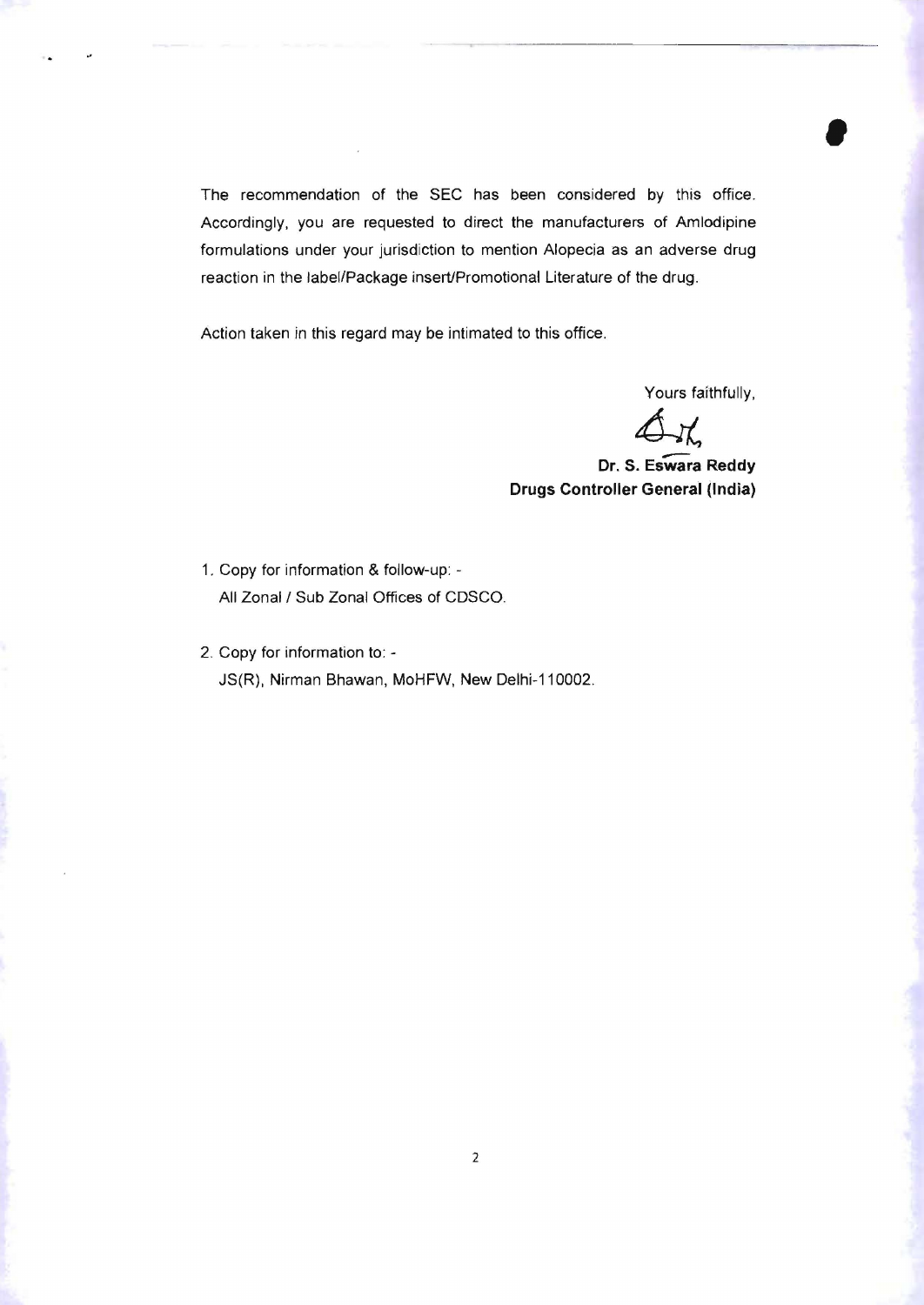The recommendation of the SEC has been considered by this office. Accordingly, you are requested to direct the manufacturers of Amlodipine formulations under your jurisdiction to mention Alopecia as an adverse drug reaction in the label/Package insert/Promotional Literature of the drug.

Action taken in this regard may be intimated to this office.

Yours faithfully,

**Dr. S. Eswara Reddy**
**Drugs Controller General (India)**

1. Copy for information & follow-up: -
   All Zonal / Sub Zonal Offices of CDSCO.

2. Copy for information to: -
   JS(R), Nirman Bhawan, MoHFW, New Delhi-110002.